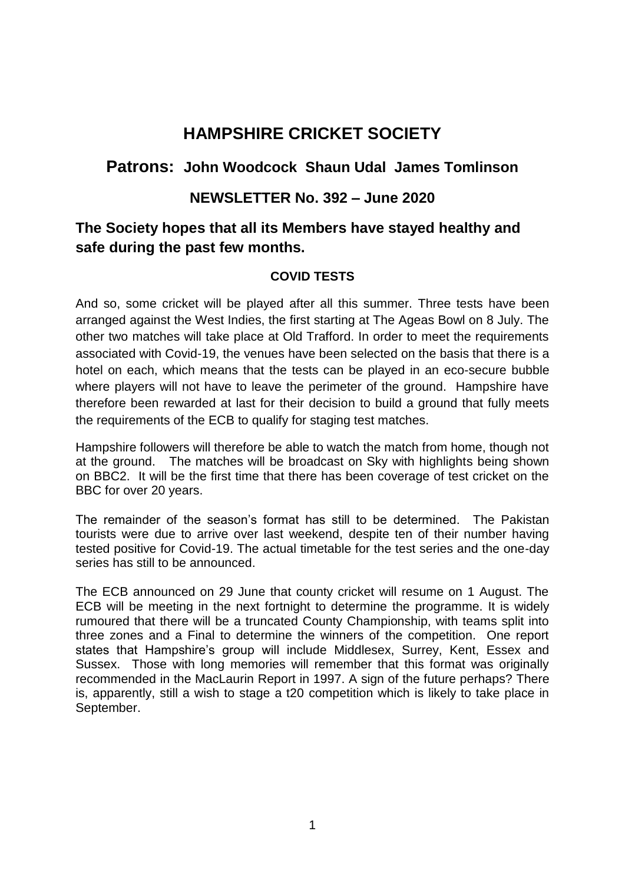# HAMPSHIRE CRICKET SOCIETY

## Patrons: John Woodcock Shaun Udal James Tomlinson

### NEWSLETTER No. 392 – June 2020

## The Society hopes that all its Members have stayed healthy and safe during the past few months.

#### COVID TESTS

And so, some cricket will be played after all this summer. Three tests have been arranged against the West Indies, the first starting at The Ageas Bowl on 8 July. The other two matches will take place at Old Trafford. In order to meet the requirements associated with Covid-19, the venues have been selected on the basis that there is a hotel on each, which means that the tests can be played in an eco-secure bubble where players will not have to leave the perimeter of the ground. Hampshire have therefore been rewarded at last for their decision to build a ground that fully meets the requirements of the ECB to qualify for staging test matches.

Hampshire followers will therefore be able to watch the match from home, though not at the ground. The matches will be broadcast on Sky with highlights being shown on BBC2. It will be the first time that there has been coverage of test cricket on the BBC for over 20 years.

The remainder of the season's format has still to be determined. The Pakistan tourists were due to arrive over last weekend, despite ten of their number having tested positive for Covid-19. The actual timetable for the test series and the one-day series has still to be announced.

The ECB announced on 29 June that county cricket will resume on 1 August. The ECB will be meeting in the next fortnight to determine the programme. It is widely rumoured that there will be a truncated County Championship, with teams split into three zones and a Final to determine the winners of the competition. One report states that Hampshire's group will include Middlesex, Surrey, Kent, Essex and Sussex. Those with long memories will remember that this format was originally recommended in the MacLaurin Report in 1997. A sign of the future perhaps? There is, apparently, still a wish to stage a t20 competition which is likely to take place in September.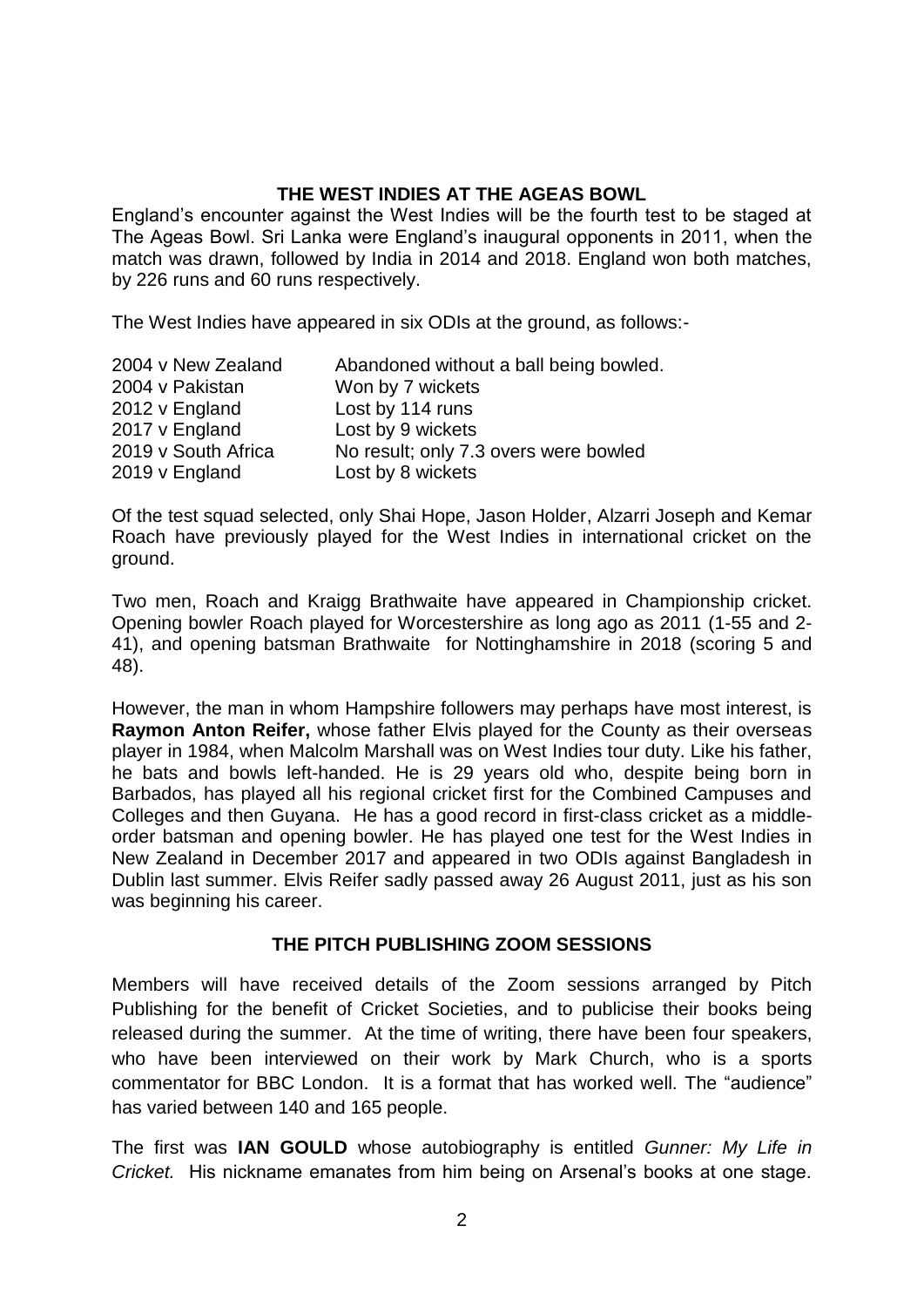## THE WEST INDIES AT THE AGEAS BOWL

England's encounter against the West Indies will be the fourth test to be staged at The Ageas Bowl. Sri Lanka were England's inaugural opponents in 2011, when the match was drawn, followed by India in 2014 and 2018. England won both matches, by 226 runs and 60 runs respectively.

The West Indies have appeared in six ODIs at the ground, as follows:-

| | |
|---|---|
| 2004 v New Zealand | Abandoned without a ball being bowled. |
| 2004 v Pakistan | Won by 7 wickets |
| 2012 v England | Lost by 114 runs |
| 2017 v England | Lost by 9 wickets |
| 2019 v South Africa | No result; only 7.3 overs were bowled |
| 2019 v England | Lost by 8 wickets |

Of the test squad selected, only Shai Hope, Jason Holder, Alzarri Joseph and Kemar Roach have previously played for the West Indies in international cricket on the ground.

Two men, Roach and Kraigg Brathwaite have appeared in Championship cricket. Opening bowler Roach played for Worcestershire as long ago as 2011 (1-55 and 2-41), and opening batsman Brathwaite for Nottinghamshire in 2018 (scoring 5 and 48).

However, the man in whom Hampshire followers may perhaps have most interest, is **Raymon Anton Reifer,** whose father Elvis played for the County as their overseas player in 1984, when Malcolm Marshall was on West Indies tour duty. Like his father, he bats and bowls left-handed. He is 29 years old who, despite being born in Barbados, has played all his regional cricket first for the Combined Campuses and Colleges and then Guyana. He has a good record in first-class cricket as a middle-order batsman and opening bowler. He has played one test for the West Indies in New Zealand in December 2017 and appeared in two ODIs against Bangladesh in Dublin last summer. Elvis Reifer sadly passed away 26 August 2011, just as his son was beginning his career.

## THE PITCH PUBLISHING ZOOM SESSIONS

Members will have received details of the Zoom sessions arranged by Pitch Publishing for the benefit of Cricket Societies, and to publicise their books being released during the summer. At the time of writing, there have been four speakers, who have been interviewed on their work by Mark Church, who is a sports commentator for BBC London. It is a format that has worked well. The "audience" has varied between 140 and 165 people.

The first was **IAN GOULD** whose autobiography is entitled *Gunner: My Life in Cricket.* His nickname emanates from him being on Arsenal's books at one stage.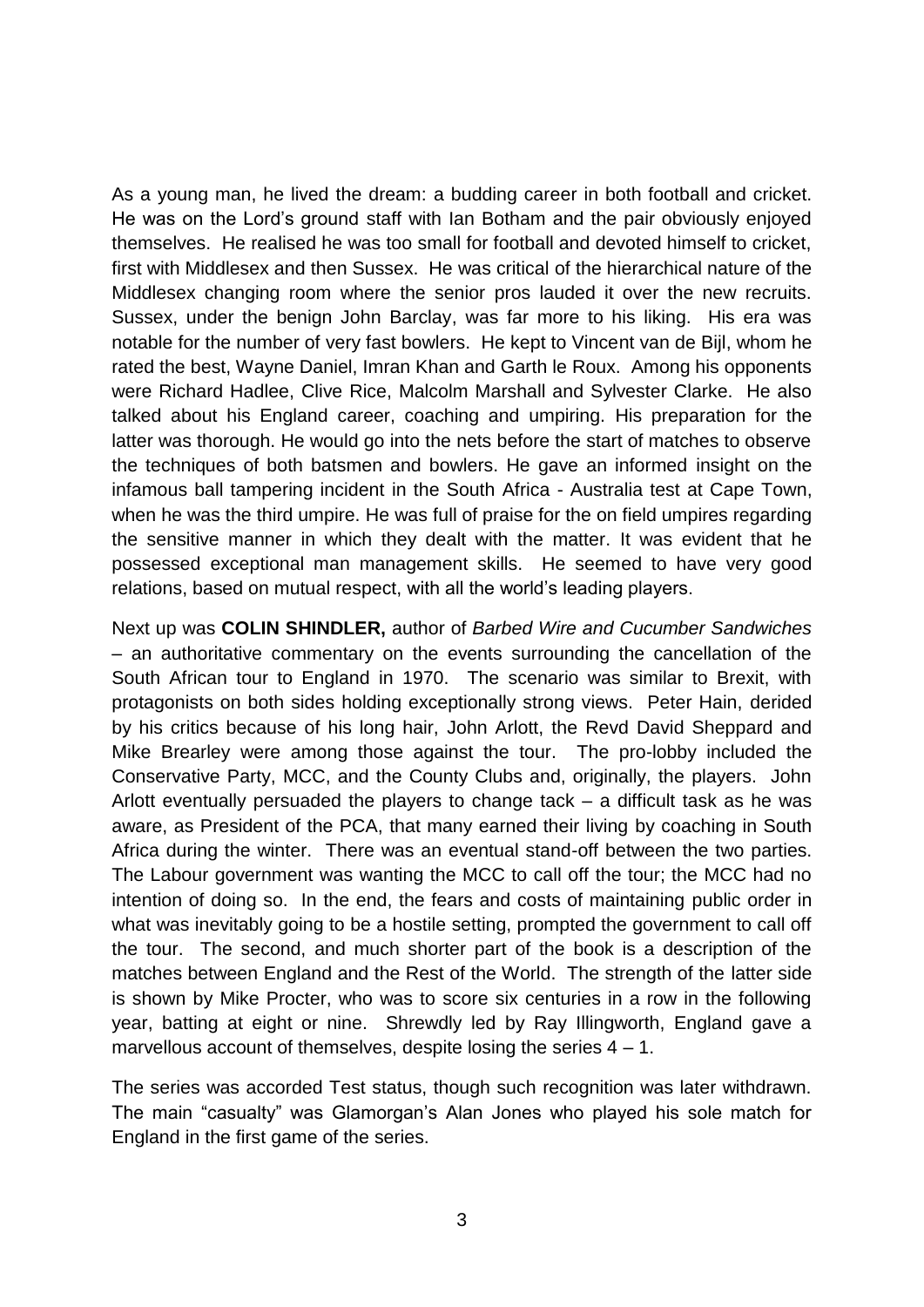As a young man, he lived the dream: a budding career in both football and cricket. He was on the Lord's ground staff with Ian Botham and the pair obviously enjoyed themselves. He realised he was too small for football and devoted himself to cricket, first with Middlesex and then Sussex. He was critical of the hierarchical nature of the Middlesex changing room where the senior pros lauded it over the new recruits. Sussex, under the benign John Barclay, was far more to his liking. His era was notable for the number of very fast bowlers. He kept to Vincent van de Bijl, whom he rated the best, Wayne Daniel, Imran Khan and Garth le Roux. Among his opponents were Richard Hadlee, Clive Rice, Malcolm Marshall and Sylvester Clarke. He also talked about his England career, coaching and umpiring. His preparation for the latter was thorough. He would go into the nets before the start of matches to observe the techniques of both batsmen and bowlers. He gave an informed insight on the infamous ball tampering incident in the South Africa - Australia test at Cape Town, when he was the third umpire. He was full of praise for the on field umpires regarding the sensitive manner in which they dealt with the matter. It was evident that he possessed exceptional man management skills. He seemed to have very good relations, based on mutual respect, with all the world's leading players.

Next up was **COLIN SHINDLER,** author of *Barbed Wire and Cucumber Sandwiches* – an authoritative commentary on the events surrounding the cancellation of the South African tour to England in 1970. The scenario was similar to Brexit, with protagonists on both sides holding exceptionally strong views. Peter Hain, derided by his critics because of his long hair, John Arlott, the Revd David Sheppard and Mike Brearley were among those against the tour. The pro-lobby included the Conservative Party, MCC, and the County Clubs and, originally, the players. John Arlott eventually persuaded the players to change tack – a difficult task as he was aware, as President of the PCA, that many earned their living by coaching in South Africa during the winter. There was an eventual stand-off between the two parties. The Labour government was wanting the MCC to call off the tour; the MCC had no intention of doing so. In the end, the fears and costs of maintaining public order in what was inevitably going to be a hostile setting, prompted the government to call off the tour. The second, and much shorter part of the book is a description of the matches between England and the Rest of the World. The strength of the latter side is shown by Mike Procter, who was to score six centuries in a row in the following year, batting at eight or nine. Shrewdly led by Ray Illingworth, England gave a marvellous account of themselves, despite losing the series 4 – 1.

The series was accorded Test status, though such recognition was later withdrawn. The main "casualty" was Glamorgan's Alan Jones who played his sole match for England in the first game of the series.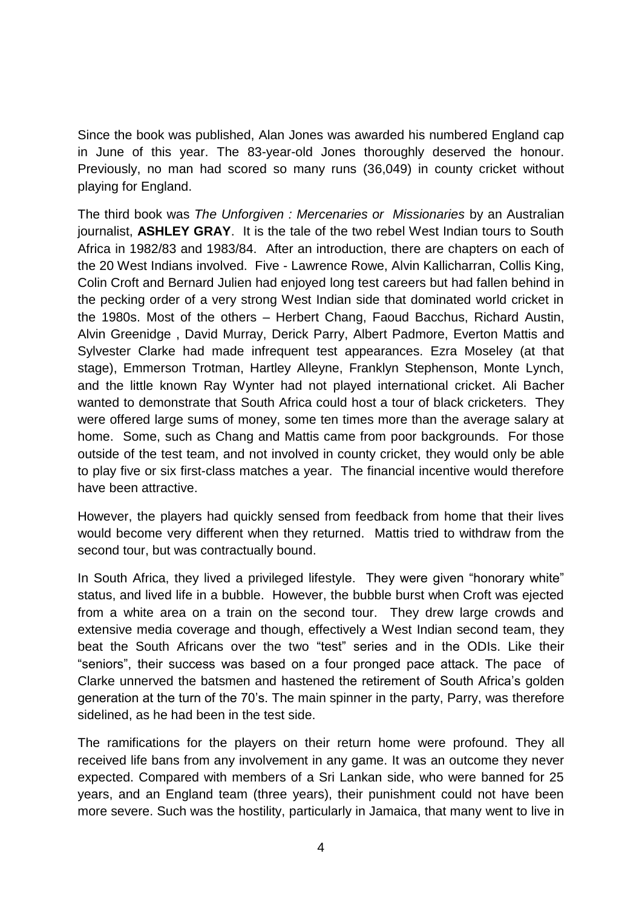Since the book was published, Alan Jones was awarded his numbered England cap in June of this year. The 83-year-old Jones thoroughly deserved the honour. Previously, no man had scored so many runs (36,049) in county cricket without playing for England.

The third book was *The Unforgiven : Mercenaries or Missionaries* by an Australian journalist, **ASHLEY GRAY**. It is the tale of the two rebel West Indian tours to South Africa in 1982/83 and 1983/84. After an introduction, there are chapters on each of the 20 West Indians involved. Five - Lawrence Rowe, Alvin Kallicharran, Collis King, Colin Croft and Bernard Julien had enjoyed long test careers but had fallen behind in the pecking order of a very strong West Indian side that dominated world cricket in the 1980s. Most of the others – Herbert Chang, Faoud Bacchus, Richard Austin, Alvin Greenidge , David Murray, Derick Parry, Albert Padmore, Everton Mattis and Sylvester Clarke had made infrequent test appearances. Ezra Moseley (at that stage), Emmerson Trotman, Hartley Alleyne, Franklyn Stephenson, Monte Lynch, and the little known Ray Wynter had not played international cricket. Ali Bacher wanted to demonstrate that South Africa could host a tour of black cricketers. They were offered large sums of money, some ten times more than the average salary at home. Some, such as Chang and Mattis came from poor backgrounds. For those outside of the test team, and not involved in county cricket, they would only be able to play five or six first-class matches a year. The financial incentive would therefore have been attractive.

However, the players had quickly sensed from feedback from home that their lives would become very different when they returned. Mattis tried to withdraw from the second tour, but was contractually bound.

In South Africa, they lived a privileged lifestyle. They were given "honorary white" status, and lived life in a bubble. However, the bubble burst when Croft was ejected from a white area on a train on the second tour. They drew large crowds and extensive media coverage and though, effectively a West Indian second team, they beat the South Africans over the two "test" series and in the ODIs. Like their "seniors", their success was based on a four pronged pace attack. The pace of Clarke unnerved the batsmen and hastened the retirement of South Africa's golden generation at the turn of the 70's. The main spinner in the party, Parry, was therefore sidelined, as he had been in the test side.

The ramifications for the players on their return home were profound. They all received life bans from any involvement in any game. It was an outcome they never expected. Compared with members of a Sri Lankan side, who were banned for 25 years, and an England team (three years), their punishment could not have been more severe. Such was the hostility, particularly in Jamaica, that many went to live in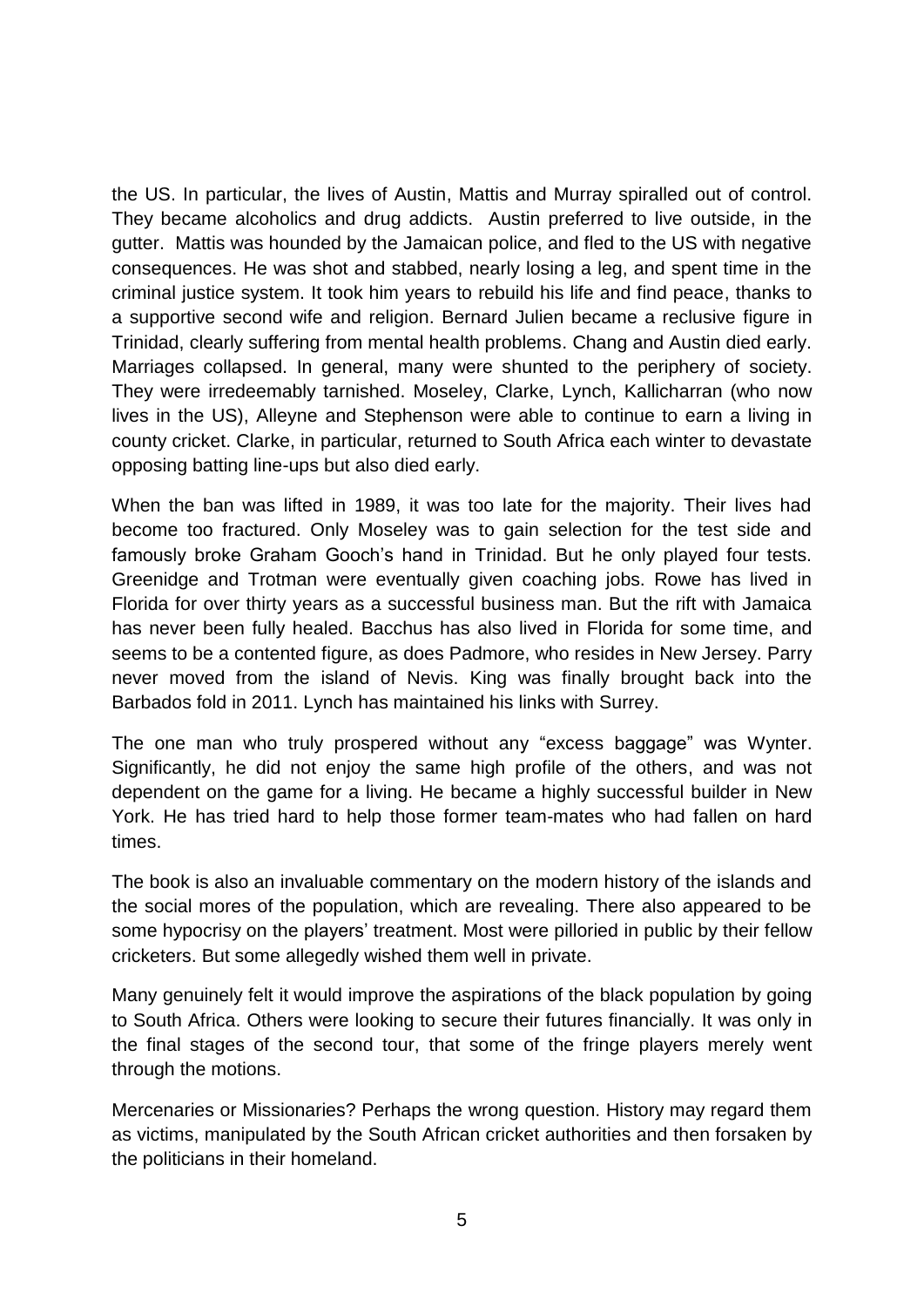the US. In particular, the lives of Austin, Mattis and Murray spiralled out of control. They became alcoholics and drug addicts. Austin preferred to live outside, in the gutter. Mattis was hounded by the Jamaican police, and fled to the US with negative consequences. He was shot and stabbed, nearly losing a leg, and spent time in the criminal justice system. It took him years to rebuild his life and find peace, thanks to a supportive second wife and religion. Bernard Julien became a reclusive figure in Trinidad, clearly suffering from mental health problems. Chang and Austin died early. Marriages collapsed. In general, many were shunted to the periphery of society. They were irredeemably tarnished. Moseley, Clarke, Lynch, Kallicharran (who now lives in the US), Alleyne and Stephenson were able to continue to earn a living in county cricket. Clarke, in particular, returned to South Africa each winter to devastate opposing batting line-ups but also died early.

When the ban was lifted in 1989, it was too late for the majority. Their lives had become too fractured. Only Moseley was to gain selection for the test side and famously broke Graham Gooch's hand in Trinidad. But he only played four tests. Greenidge and Trotman were eventually given coaching jobs. Rowe has lived in Florida for over thirty years as a successful business man. But the rift with Jamaica has never been fully healed. Bacchus has also lived in Florida for some time, and seems to be a contented figure, as does Padmore, who resides in New Jersey. Parry never moved from the island of Nevis. King was finally brought back into the Barbados fold in 2011. Lynch has maintained his links with Surrey.

The one man who truly prospered without any "excess baggage" was Wynter. Significantly, he did not enjoy the same high profile of the others, and was not dependent on the game for a living. He became a highly successful builder in New York. He has tried hard to help those former team-mates who had fallen on hard times.

The book is also an invaluable commentary on the modern history of the islands and the social mores of the population, which are revealing. There also appeared to be some hypocrisy on the players' treatment. Most were pilloried in public by their fellow cricketers. But some allegedly wished them well in private.

Many genuinely felt it would improve the aspirations of the black population by going to South Africa. Others were looking to secure their futures financially. It was only in the final stages of the second tour, that some of the fringe players merely went through the motions.

Mercenaries or Missionaries? Perhaps the wrong question. History may regard them as victims, manipulated by the South African cricket authorities and then forsaken by the politicians in their homeland.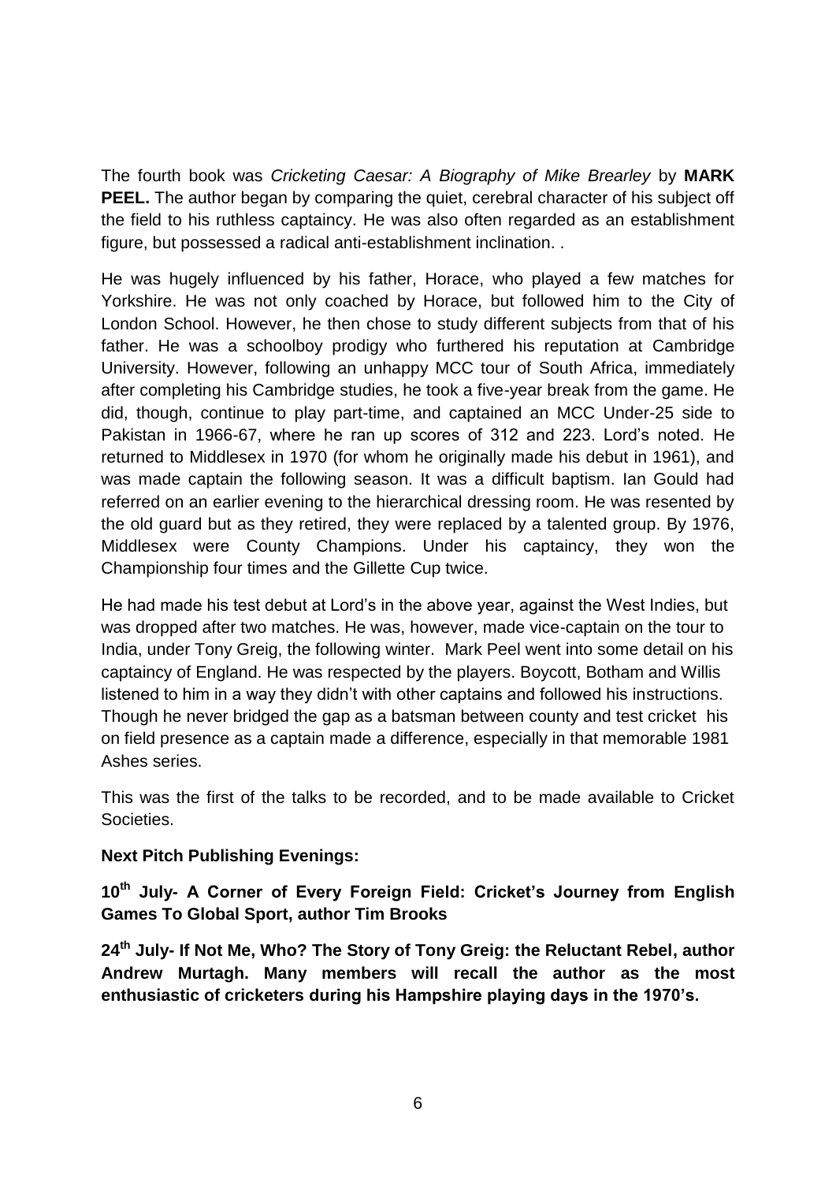The fourth book was *Cricketing Caesar: A Biography of Mike Brearley* by **MARK PEEL.** The author began by comparing the quiet, cerebral character of his subject off the field to his ruthless captaincy. He was also often regarded as an establishment figure, but possessed a radical anti-establishment inclination. .

He was hugely influenced by his father, Horace, who played a few matches for Yorkshire. He was not only coached by Horace, but followed him to the City of London School. However, he then chose to study different subjects from that of his father. He was a schoolboy prodigy who furthered his reputation at Cambridge University. However, following an unhappy MCC tour of South Africa, immediately after completing his Cambridge studies, he took a five-year break from the game. He did, though, continue to play part-time, and captained an MCC Under-25 side to Pakistan in 1966-67, where he ran up scores of 312 and 223. Lord's noted. He returned to Middlesex in 1970 (for whom he originally made his debut in 1961), and was made captain the following season. It was a difficult baptism. Ian Gould had referred on an earlier evening to the hierarchical dressing room. He was resented by the old guard but as they retired, they were replaced by a talented group. By 1976, Middlesex were County Champions. Under his captaincy, they won the Championship four times and the Gillette Cup twice.

He had made his test debut at Lord's in the above year, against the West Indies, but was dropped after two matches. He was, however, made vice-captain on the tour to India, under Tony Greig, the following winter. Mark Peel went into some detail on his captaincy of England. He was respected by the players. Boycott, Botham and Willis listened to him in a way they didn't with other captains and followed his instructions. Though he never bridged the gap as a batsman between county and test cricket his on field presence as a captain made a difference, especially in that memorable 1981 Ashes series.

This was the first of the talks to be recorded, and to be made available to Cricket Societies.

**Next Pitch Publishing Evenings:**

**10th July- A Corner of Every Foreign Field: Cricket's Journey from English Games To Global Sport, author Tim Brooks**

**24th July- If Not Me, Who? The Story of Tony Greig: the Reluctant Rebel, author Andrew Murtagh. Many members will recall the author as the most enthusiastic of cricketers during his Hampshire playing days in the 1970's.**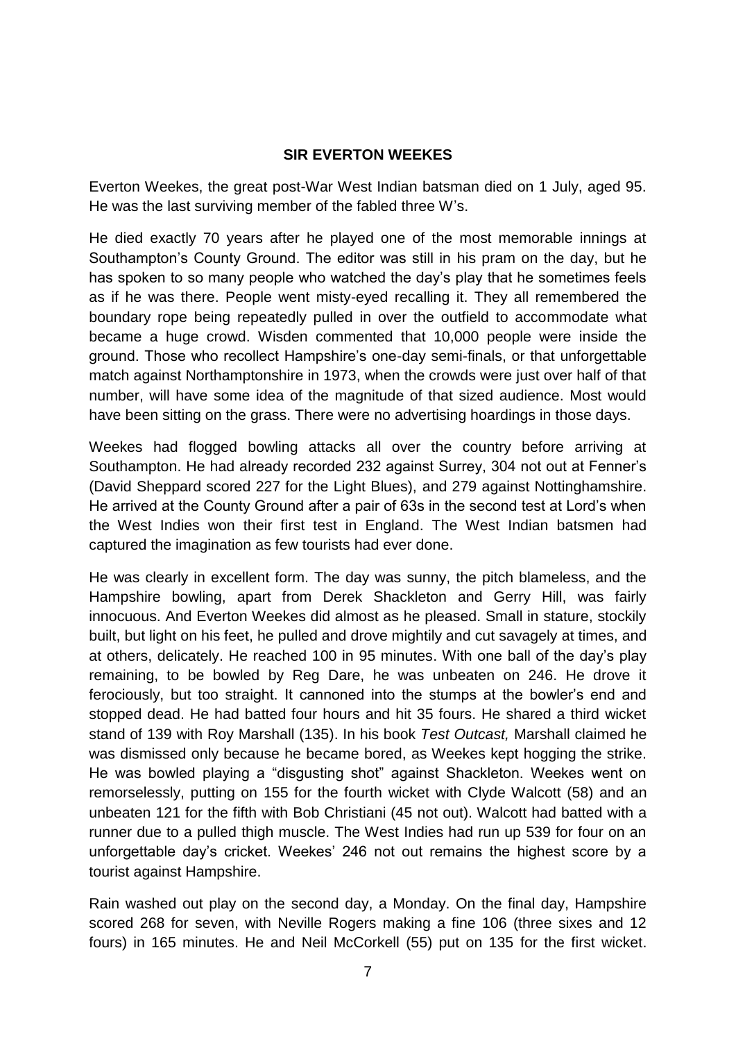## SIR EVERTON WEEKES

Everton Weekes, the great post-War West Indian batsman died on 1 July, aged 95. He was the last surviving member of the fabled three W's.

He died exactly 70 years after he played one of the most memorable innings at Southampton's County Ground. The editor was still in his pram on the day, but he has spoken to so many people who watched the day's play that he sometimes feels as if he was there. People went misty-eyed recalling it. They all remembered the boundary rope being repeatedly pulled in over the outfield to accommodate what became a huge crowd. Wisden commented that 10,000 people were inside the ground. Those who recollect Hampshire's one-day semi-finals, or that unforgettable match against Northamptonshire in 1973, when the crowds were just over half of that number, will have some idea of the magnitude of that sized audience. Most would have been sitting on the grass. There were no advertising hoardings in those days.

Weekes had flogged bowling attacks all over the country before arriving at Southampton. He had already recorded 232 against Surrey, 304 not out at Fenner's (David Sheppard scored 227 for the Light Blues), and 279 against Nottinghamshire. He arrived at the County Ground after a pair of 63s in the second test at Lord's when the West Indies won their first test in England. The West Indian batsmen had captured the imagination as few tourists had ever done.

He was clearly in excellent form. The day was sunny, the pitch blameless, and the Hampshire bowling, apart from Derek Shackleton and Gerry Hill, was fairly innocuous. And Everton Weekes did almost as he pleased. Small in stature, stockily built, but light on his feet, he pulled and drove mightily and cut savagely at times, and at others, delicately. He reached 100 in 95 minutes. With one ball of the day's play remaining, to be bowled by Reg Dare, he was unbeaten on 246. He drove it ferociously, but too straight. It cannoned into the stumps at the bowler's end and stopped dead. He had batted four hours and hit 35 fours. He shared a third wicket stand of 139 with Roy Marshall (135). In his book *Test Outcast,* Marshall claimed he was dismissed only because he became bored, as Weekes kept hogging the strike. He was bowled playing a "disgusting shot" against Shackleton. Weekes went on remorselessly, putting on 155 for the fourth wicket with Clyde Walcott (58) and an unbeaten 121 for the fifth with Bob Christiani (45 not out). Walcott had batted with a runner due to a pulled thigh muscle. The West Indies had run up 539 for four on an unforgettable day's cricket. Weekes' 246 not out remains the highest score by a tourist against Hampshire.

Rain washed out play on the second day, a Monday. On the final day, Hampshire scored 268 for seven, with Neville Rogers making a fine 106 (three sixes and 12 fours) in 165 minutes. He and Neil McCorkell (55) put on 135 for the first wicket.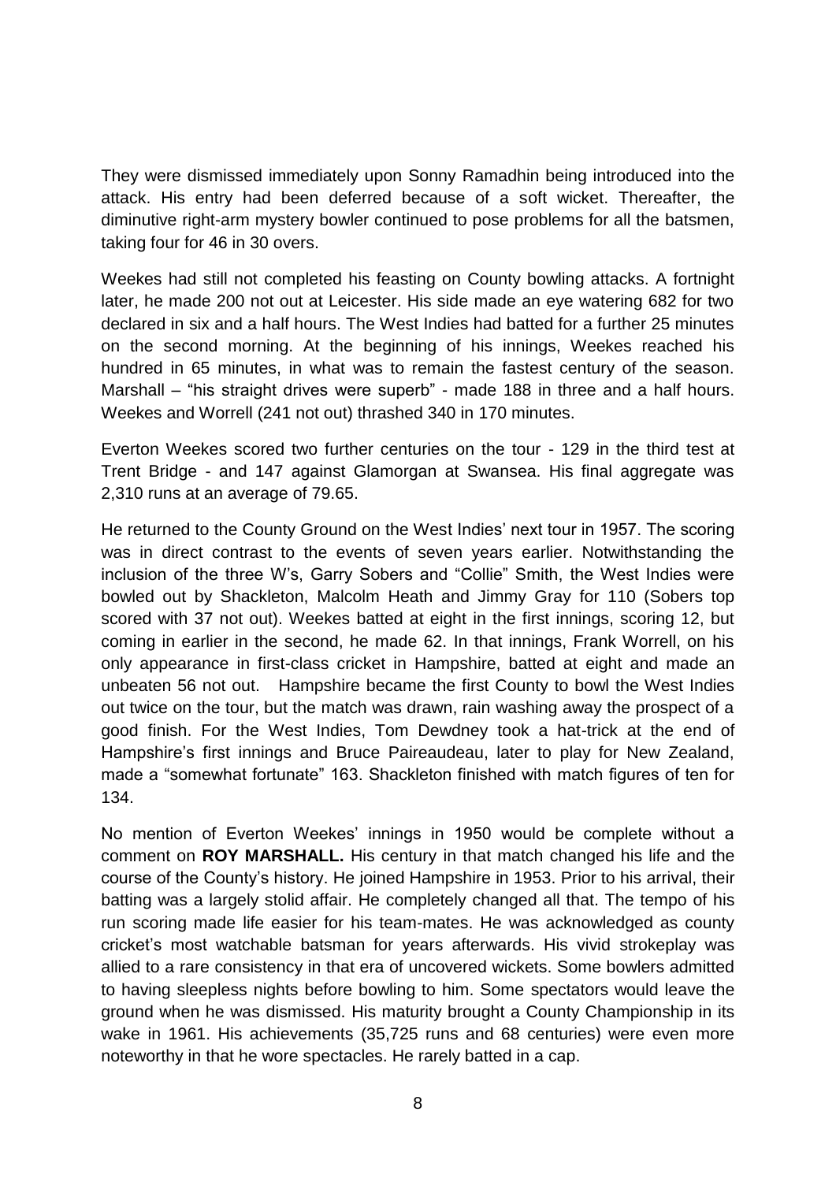They were dismissed immediately upon Sonny Ramadhin being introduced into the attack. His entry had been deferred because of a soft wicket. Thereafter, the diminutive right-arm mystery bowler continued to pose problems for all the batsmen, taking four for 46 in 30 overs.

Weekes had still not completed his feasting on County bowling attacks. A fortnight later, he made 200 not out at Leicester. His side made an eye watering 682 for two declared in six and a half hours. The West Indies had batted for a further 25 minutes on the second morning. At the beginning of his innings, Weekes reached his hundred in 65 minutes, in what was to remain the fastest century of the season. Marshall – "his straight drives were superb" - made 188 in three and a half hours. Weekes and Worrell (241 not out) thrashed 340 in 170 minutes.

Everton Weekes scored two further centuries on the tour - 129 in the third test at Trent Bridge - and 147 against Glamorgan at Swansea. His final aggregate was 2,310 runs at an average of 79.65.

He returned to the County Ground on the West Indies' next tour in 1957. The scoring was in direct contrast to the events of seven years earlier. Notwithstanding the inclusion of the three W's, Garry Sobers and "Collie" Smith, the West Indies were bowled out by Shackleton, Malcolm Heath and Jimmy Gray for 110 (Sobers top scored with 37 not out). Weekes batted at eight in the first innings, scoring 12, but coming in earlier in the second, he made 62. In that innings, Frank Worrell, on his only appearance in first-class cricket in Hampshire, batted at eight and made an unbeaten 56 not out. Hampshire became the first County to bowl the West Indies out twice on the tour, but the match was drawn, rain washing away the prospect of a good finish. For the West Indies, Tom Dewdney took a hat-trick at the end of Hampshire's first innings and Bruce Paireaudeau, later to play for New Zealand, made a "somewhat fortunate" 163. Shackleton finished with match figures of ten for 134.

No mention of Everton Weekes' innings in 1950 would be complete without a comment on **ROY MARSHALL.** His century in that match changed his life and the course of the County's history. He joined Hampshire in 1953. Prior to his arrival, their batting was a largely stolid affair. He completely changed all that. The tempo of his run scoring made life easier for his team-mates. He was acknowledged as county cricket's most watchable batsman for years afterwards. His vivid strokeplay was allied to a rare consistency in that era of uncovered wickets. Some bowlers admitted to having sleepless nights before bowling to him. Some spectators would leave the ground when he was dismissed. His maturity brought a County Championship in its wake in 1961. His achievements (35,725 runs and 68 centuries) were even more noteworthy in that he wore spectacles. He rarely batted in a cap.